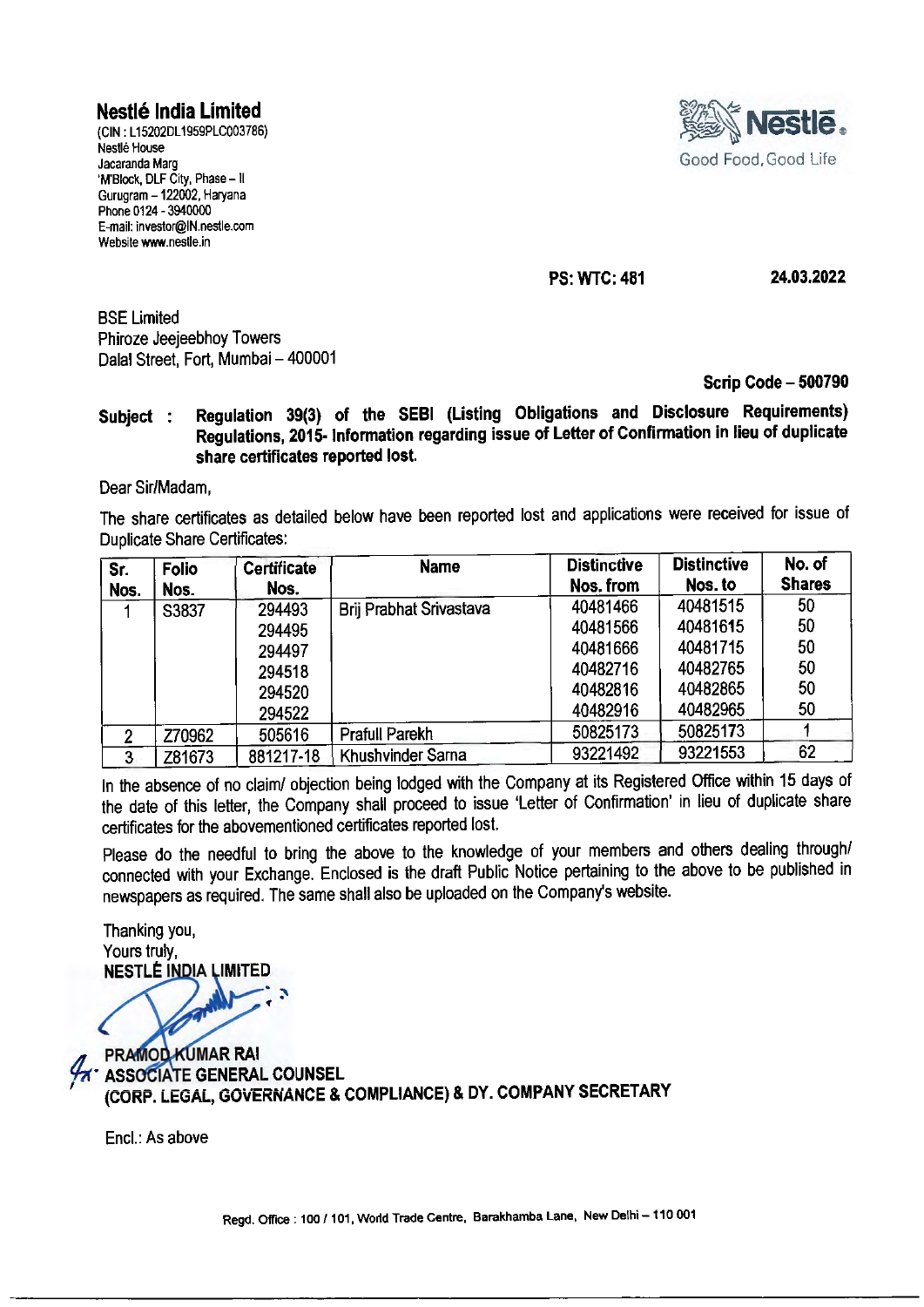**Nestlé India Limited**
(CIN : L15202DL1959PLC003786)
Nestlé House
Jacaranda Marg
'M'Block, DLF City, Phase – II
Gurugram – 122002, Haryana
Phone 0124 - 3940000
E-mail: investor@IN.nestle.com
Website www.nestle.in

Nestlé. Good Food, Good Life

**PS: WTC: 481** **24.03.2022**

BSE Limited
Phiroze Jeejeebhoy Towers
Dalal Street, Fort, Mumbai – 400001

**Scrip Code – 500790**

**Subject : Regulation 39(3) of the SEBI (Listing Obligations and Disclosure Requirements) Regulations, 2015- Information regarding issue of Letter of Confirmation in lieu of duplicate share certificates reported lost.**

Dear Sir/Madam,

The share certificates as detailed below have been reported lost and applications were received for issue of Duplicate Share Certificates:

| Sr. Nos. | Folio Nos. | Certificate Nos. | Name | Distinctive Nos. from | Distinctive Nos. to | No. of Shares |
|---|---|---|---|---|---|---|
| 1 | S3837 | 294493 | Brij Prabhat Srivastava | 40481466 | 40481515 | 50 |
| | | 294495 | | 40481566 | 40481615 | 50 |
| | | 294497 | | 40481666 | 40481715 | 50 |
| | | 294518 | | 40482716 | 40482765 | 50 |
| | | 294520 | | 40482816 | 40482865 | 50 |
| | | 294522 | | 40482916 | 40482965 | 50 |
| 2 | Z70962 | 505616 | Prafull Parekh | 50825173 | 50825173 | 1 |
| 3 | Z81673 | 881217-18 | Khushvinder Sarna | 93221492 | 93221553 | 62 |

In the absence of no claim/ objection being lodged with the Company at its Registered Office within 15 days of the date of this letter, the Company shall proceed to issue 'Letter of Confirmation' in lieu of duplicate share certificates for the abovementioned certificates reported lost.

Please do the needful to bring the above to the knowledge of your members and others dealing through/ connected with your Exchange. Enclosed is the draft Public Notice pertaining to the above to be published in newspapers as required. The same shall also be uploaded on the Company's website.

Thanking you,
Yours truly,
**NESTLÉ INDIA LIMITED**

**PRAMOD KUMAR RAI**
**ASSOCIATE GENERAL COUNSEL**
**(CORP. LEGAL, GOVERNANCE & COMPLIANCE) & DY. COMPANY SECRETARY**

Encl.: As above

Regd. Office : 100 / 101, World Trade Centre, Barakhamba Lane, New Delhi – 110 001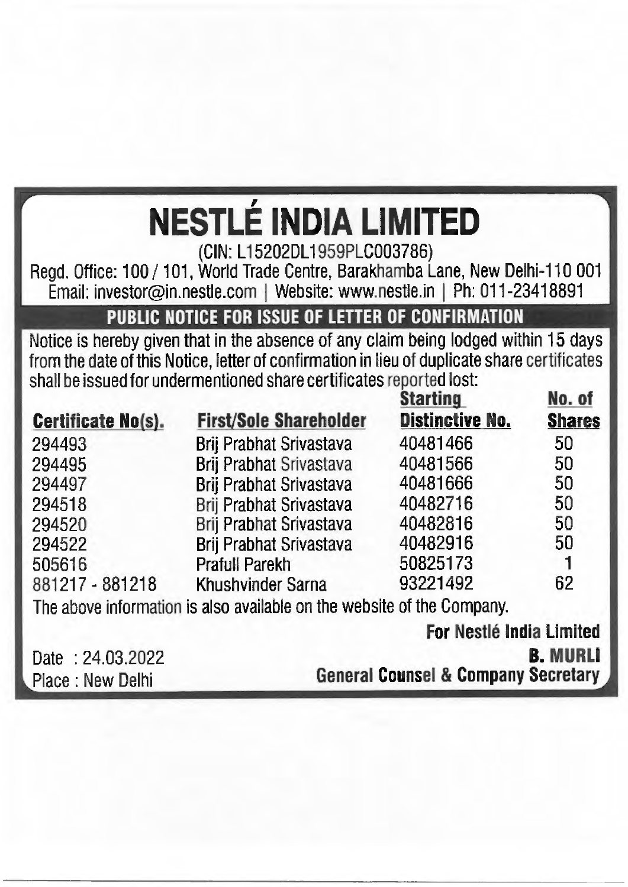# NESTLÉ INDIA LIMITED

(CIN: L15202DL1959PLC003786)

Regd. Office: 100 / 101, World Trade Centre, Barakhamba Lane, New Delhi-110 001

Email: investor@in.nestle.com | Website: www.nestle.in | Ph: 011-23418891

## PUBLIC NOTICE FOR ISSUE OF LETTER OF CONFIRMATION

Notice is hereby given that in the absence of any claim being lodged within 15 days from the date of this Notice, letter of confirmation in lieu of duplicate share certificates shall be issued for undermentioned share certificates reported lost:

| Certificate No(s). | First/Sole Shareholder | Starting Distinctive No. | No. of Shares |
|---|---|---|---|
| 294493 | Brij Prabhat Srivastava | 40481466 | 50 |
| 294495 | Brij Prabhat Srivastava | 40481566 | 50 |
| 294497 | Brij Prabhat Srivastava | 40481666 | 50 |
| 294518 | Brij Prabhat Srivastava | 40482716 | 50 |
| 294520 | Brij Prabhat Srivastava | 40482816 | 50 |
| 294522 | Brij Prabhat Srivastava | 40482916 | 50 |
| 505616 | Prafull Parekh | 50825173 | 1 |
| 881217 - 881218 | Khushvinder Sarna | 93221492 | 62 |

The above information is also available on the website of the Company.

**For Nestlé India Limited**

**B. MURLI**

**General Counsel & Company Secretary**

Date : 24.03.2022

Place : New Delhi